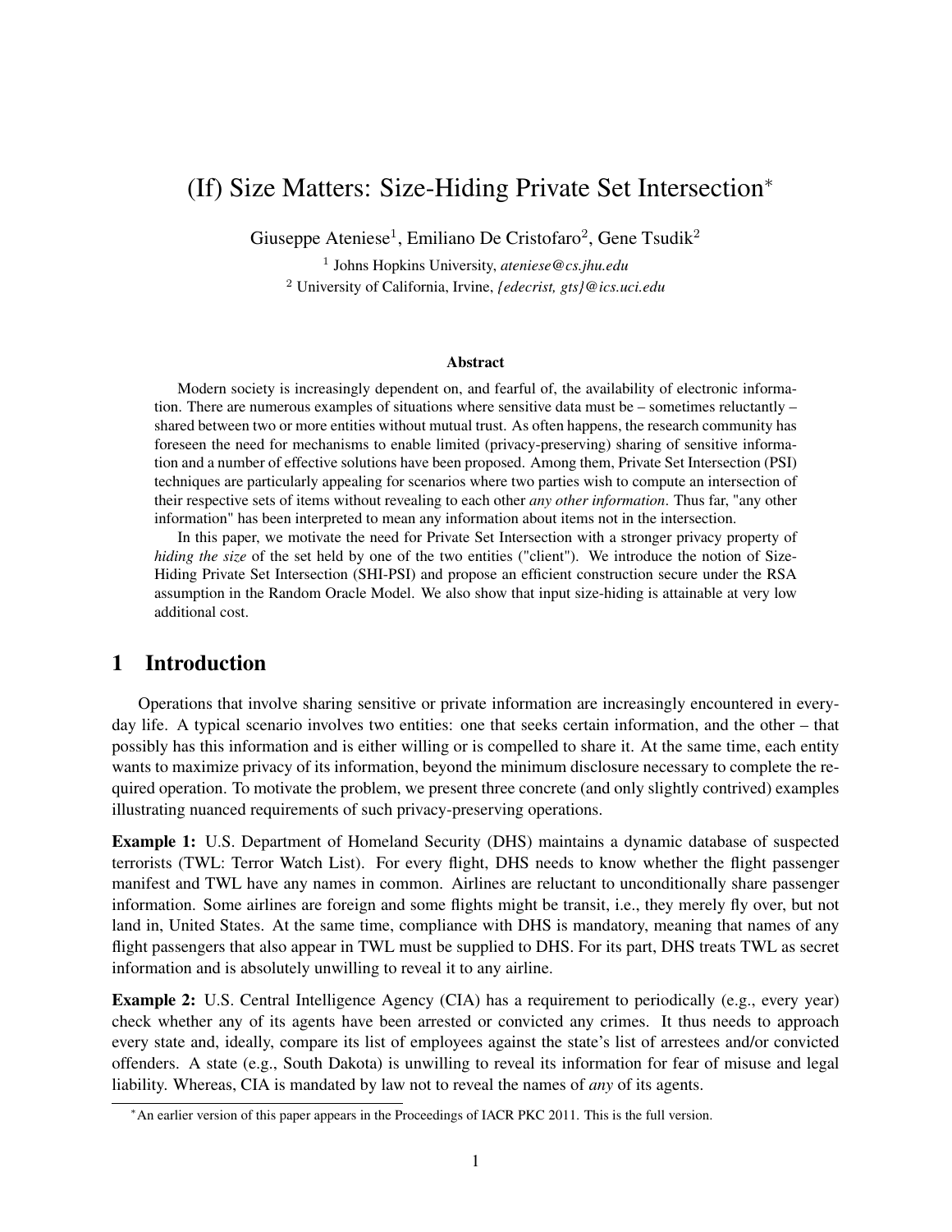# (If) Size Matters: Size-Hiding Private Set Intersection*

Giuseppe Ateniese[1], Emiliano De Cristofaro[2], Gene Tsudik[2]

[1] Johns Hopkins University, *ateniese@cs.jhu.edu*

[2] University of California, Irvine, *{edecrist, gts}@ics.uci.edu*

### Abstract

Modern society is increasingly dependent on, and fearful of, the availability of electronic information. There are numerous examples of situations where sensitive data must be – sometimes reluctantly – shared between two or more entities without mutual trust. As often happens, the research community has foreseen the need for mechanisms to enable limited (privacy-preserving) sharing of sensitive information and a number of effective solutions have been proposed. Among them, Private Set Intersection (PSI) techniques are particularly appealing for scenarios where two parties wish to compute an intersection of their respective sets of items without revealing to each other *any other information*. Thus far, "any other information" has been interpreted to mean any information about items not in the intersection.

In this paper, we motivate the need for Private Set Intersection with a stronger privacy property of *hiding the size* of the set held by one of the two entities ("client"). We introduce the notion of Size-Hiding Private Set Intersection (SHI-PSI) and propose an efficient construction secure under the RSA assumption in the Random Oracle Model. We also show that input size-hiding is attainable at very low additional cost.

## 1 Introduction

Operations that involve sharing sensitive or private information are increasingly encountered in everyday life. A typical scenario involves two entities: one that seeks certain information, and the other – that possibly has this information and is either willing or is compelled to share it. At the same time, each entity wants to maximize privacy of its information, beyond the minimum disclosure necessary to complete the required operation. To motivate the problem, we present three concrete (and only slightly contrived) examples illustrating nuanced requirements of such privacy-preserving operations.

**Example 1:** U.S. Department of Homeland Security (DHS) maintains a dynamic database of suspected terrorists (TWL: Terror Watch List). For every flight, DHS needs to know whether the flight passenger manifest and TWL have any names in common. Airlines are reluctant to unconditionally share passenger information. Some airlines are foreign and some flights might be transit, i.e., they merely fly over, but not land in, United States. At the same time, compliance with DHS is mandatory, meaning that names of any flight passengers that also appear in TWL must be supplied to DHS. For its part, DHS treats TWL as secret information and is absolutely unwilling to reveal it to any airline.

**Example 2:** U.S. Central Intelligence Agency (CIA) has a requirement to periodically (e.g., every year) check whether any of its agents have been arrested or convicted any crimes. It thus needs to approach every state and, ideally, compare its list of employees against the state's list of arrestees and/or convicted offenders. A state (e.g., South Dakota) is unwilling to reveal its information for fear of misuse and legal liability. Whereas, CIA is mandated by law not to reveal the names of *any* of its agents.

*An earlier version of this paper appears in the Proceedings of IACR PKC 2011. This is the full version.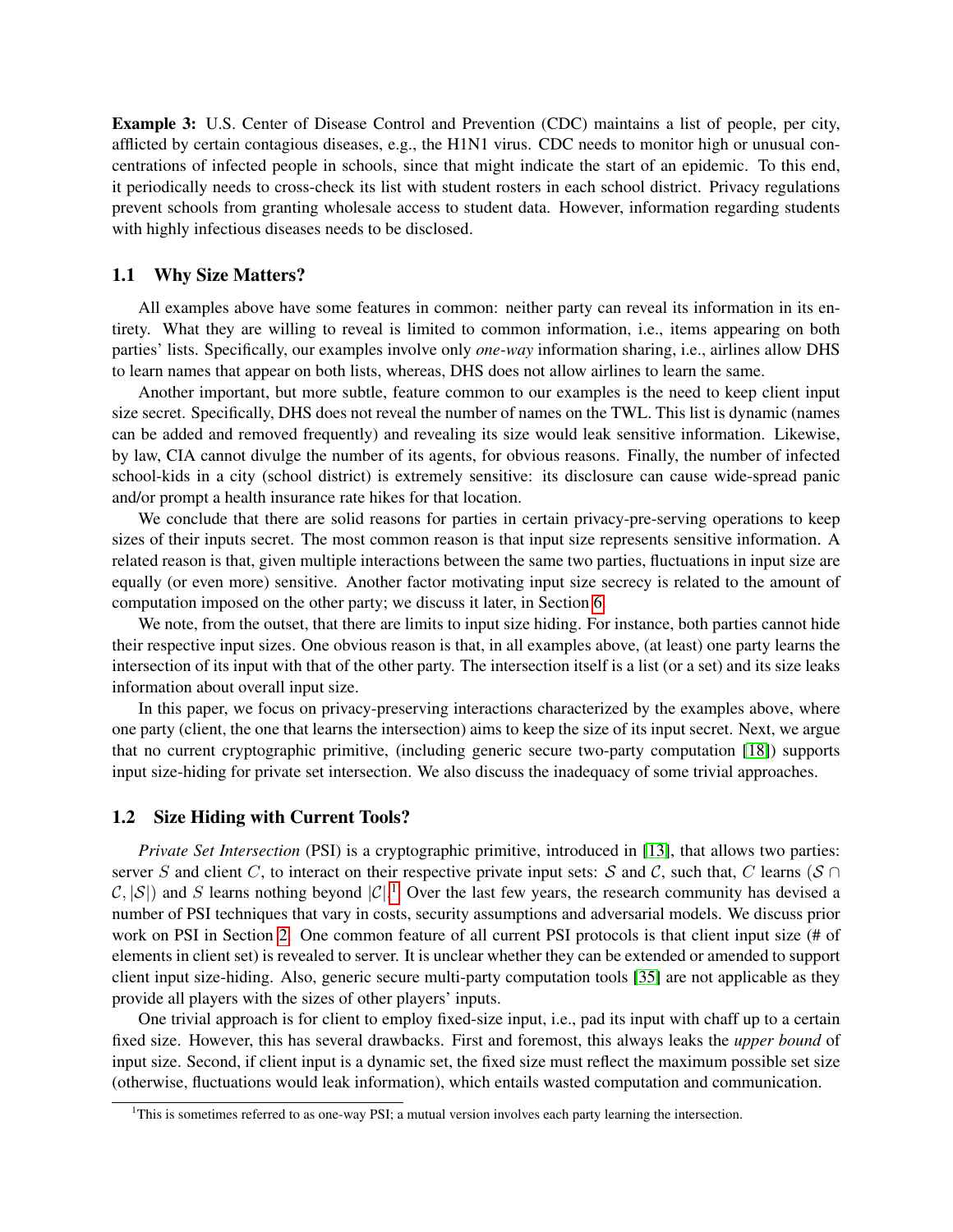**Example 3:** U.S. Center of Disease Control and Prevention (CDC) maintains a list of people, per city, afflicted by certain contagious diseases, e.g., the H1N1 virus. CDC needs to monitor high or unusual concentrations of infected people in schools, since that might indicate the start of an epidemic. To this end, it periodically needs to cross-check its list with student rosters in each school district. Privacy regulations prevent schools from granting wholesale access to student data. However, information regarding students with highly infectious diseases needs to be disclosed.

### 1.1 Why Size Matters?

All examples above have some features in common: neither party can reveal its information in its entirety. What they are willing to reveal is limited to common information, i.e., items appearing on both parties' lists. Specifically, our examples involve only *one-way* information sharing, i.e., airlines allow DHS to learn names that appear on both lists, whereas, DHS does not allow airlines to learn the same.

Another important, but more subtle, feature common to our examples is the need to keep client input size secret. Specifically, DHS does not reveal the number of names on the TWL. This list is dynamic (names can be added and removed frequently) and revealing its size would leak sensitive information. Likewise, by law, CIA cannot divulge the number of its agents, for obvious reasons. Finally, the number of infected school-kids in a city (school district) is extremely sensitive: its disclosure can cause wide-spread panic and/or prompt a health insurance rate hikes for that location.

We conclude that there are solid reasons for parties in certain privacy-pre-serving operations to keep sizes of their inputs secret. The most common reason is that input size represents sensitive information. A related reason is that, given multiple interactions between the same two parties, fluctuations in input size are equally (or even more) sensitive. Another factor motivating input size secrecy is related to the amount of computation imposed on the other party; we discuss it later, in Section 6.

We note, from the outset, that there are limits to input size hiding. For instance, both parties cannot hide their respective input sizes. One obvious reason is that, in all examples above, (at least) one party learns the intersection of its input with that of the other party. The intersection itself is a list (or a set) and its size leaks information about overall input size.

In this paper, we focus on privacy-preserving interactions characterized by the examples above, where one party (client, the one that learns the intersection) aims to keep the size of its input secret. Next, we argue that no current cryptographic primitive, (including generic secure two-party computation [18]) supports input size-hiding for private set intersection. We also discuss the inadequacy of some trivial approaches.

### 1.2 Size Hiding with Current Tools?

*Private Set Intersection* (PSI) is a cryptographic primitive, introduced in [13], that allows two parties: server $S$ and client $C$, to interact on their respective private input sets: $\mathcal{S}$ and $\mathcal{C}$, such that, $C$ learns $(\mathcal{S} \cap \mathcal{C}, |\mathcal{S}|)$ and $S$ learns nothing beyond $|\mathcal{C}|$.[1] Over the last few years, the research community has devised a number of PSI techniques that vary in costs, security assumptions and adversarial models. We discuss prior work on PSI in Section 2. One common feature of all current PSI protocols is that client input size (# of elements in client set) is revealed to server. It is unclear whether they can be extended or amended to support client input size-hiding. Also, generic secure multi-party computation tools [35] are not applicable as they provide all players with the sizes of other players' inputs.

One trivial approach is for client to employ fixed-size input, i.e., pad its input with chaff up to a certain fixed size. However, this has several drawbacks. First and foremost, this always leaks the *upper bound* of input size. Second, if client input is a dynamic set, the fixed size must reflect the maximum possible set size (otherwise, fluctuations would leak information), which entails wasted computation and communication.

[1] This is sometimes referred to as one-way PSI; a mutual version involves each party learning the intersection.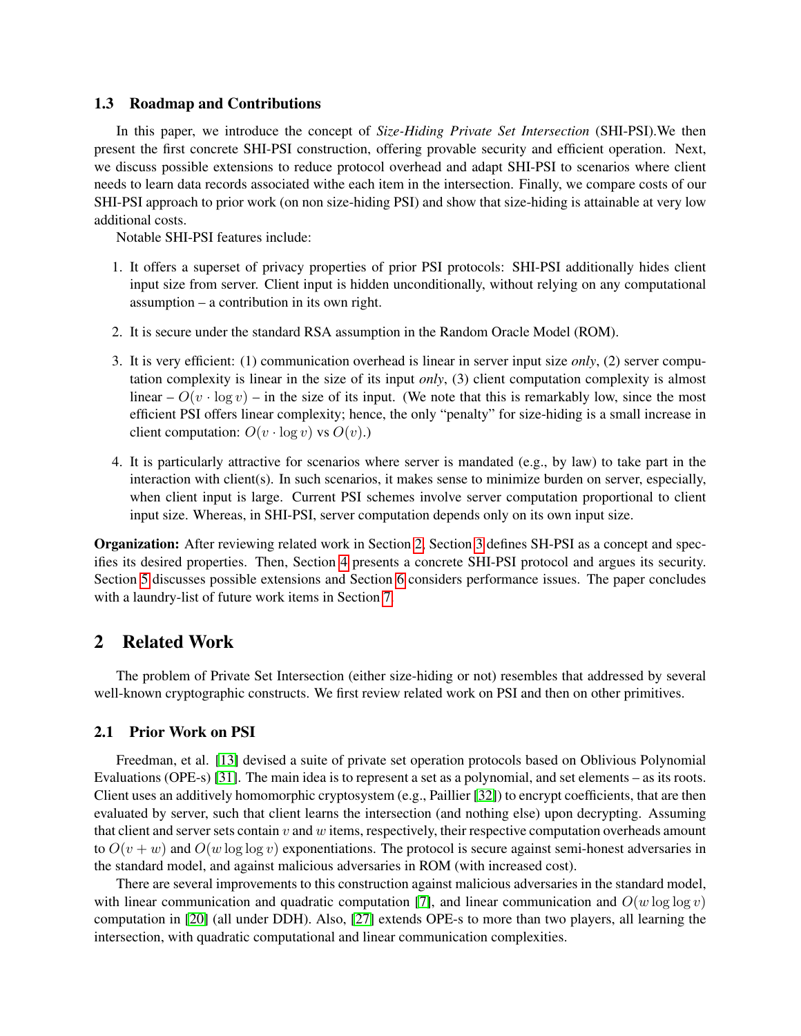### 1.3 Roadmap and Contributions

In this paper, we introduce the concept of *Size-Hiding Private Set Intersection* (SHI-PSI).We then present the first concrete SHI-PSI construction, offering provable security and efficient operation. Next, we discuss possible extensions to reduce protocol overhead and adapt SHI-PSI to scenarios where client needs to learn data records associated withe each item in the intersection. Finally, we compare costs of our SHI-PSI approach to prior work (on non size-hiding PSI) and show that size-hiding is attainable at very low additional costs.

Notable SHI-PSI features include:

1. It offers a superset of privacy properties of prior PSI protocols: SHI-PSI additionally hides client input size from server. Client input is hidden unconditionally, without relying on any computational assumption – a contribution in its own right.

2. It is secure under the standard RSA assumption in the Random Oracle Model (ROM).

3. It is very efficient: (1) communication overhead is linear in server input size *only*, (2) server computation complexity is linear in the size of its input *only*, (3) client computation complexity is almost linear – $O(v \cdot \log v)$ – in the size of its input. (We note that this is remarkably low, since the most efficient PSI offers linear complexity; hence, the only "penalty" for size-hiding is a small increase in client computation: $O(v \cdot \log v)$ vs $O(v)$.)

4. It is particularly attractive for scenarios where server is mandated (e.g., by law) to take part in the interaction with client(s). In such scenarios, it makes sense to minimize burden on server, especially, when client input is large. Current PSI schemes involve server computation proportional to client input size. Whereas, in SHI-PSI, server computation depends only on its own input size.

**Organization:** After reviewing related work in Section 2, Section 3 defines SH-PSI as a concept and specifies its desired properties. Then, Section 4 presents a concrete SHI-PSI protocol and argues its security. Section 5 discusses possible extensions and Section 6 considers performance issues. The paper concludes with a laundry-list of future work items in Section 7.

## 2 Related Work

The problem of Private Set Intersection (either size-hiding or not) resembles that addressed by several well-known cryptographic constructs. We first review related work on PSI and then on other primitives.

### 2.1 Prior Work on PSI

Freedman, et al. [13] devised a suite of private set operation protocols based on Oblivious Polynomial Evaluations (OPE-s) [31]. The main idea is to represent a set as a polynomial, and set elements – as its roots. Client uses an additively homomorphic cryptosystem (e.g., Paillier [32]) to encrypt coefficients, that are then evaluated by server, such that client learns the intersection (and nothing else) upon decrypting. Assuming that client and server sets contain $v$ and $w$ items, respectively, their respective computation overheads amount to $O(v + w)$ and $O(w \log \log v)$ exponentiations. The protocol is secure against semi-honest adversaries in the standard model, and against malicious adversaries in ROM (with increased cost).

There are several improvements to this construction against malicious adversaries in the standard model, with linear communication and quadratic computation [7], and linear communication and $O(w \log \log v)$ computation in [20] (all under DDH). Also, [27] extends OPE-s to more than two players, all learning the intersection, with quadratic computational and linear communication complexities.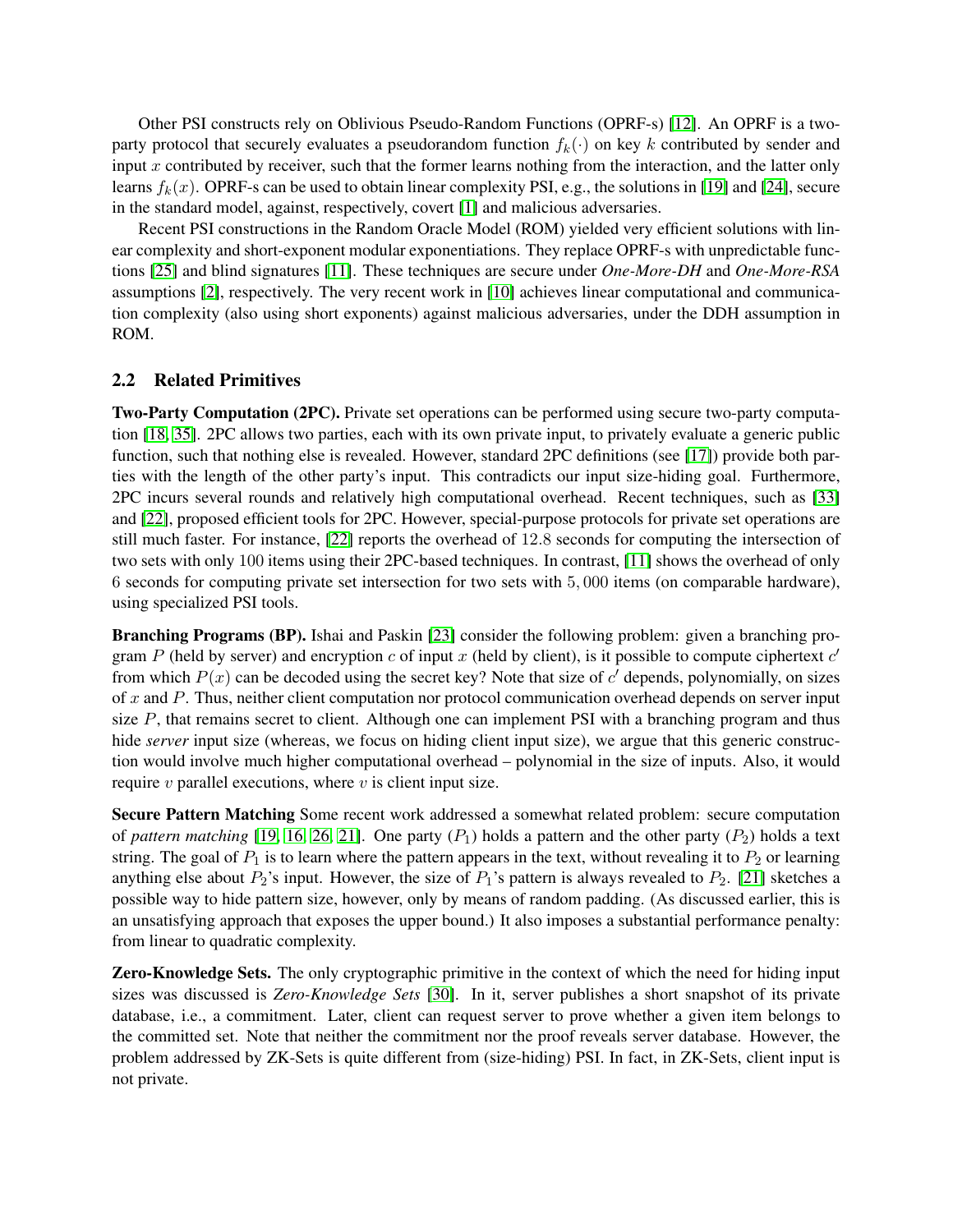Other PSI constructs rely on Oblivious Pseudo-Random Functions (OPRF-s) [12]. An OPRF is a two-party protocol that securely evaluates a pseudorandom function $f_k(\cdot)$ on key $k$ contributed by sender and input $x$ contributed by receiver, such that the former learns nothing from the interaction, and the latter only learns $f_k(x)$. OPRF-s can be used to obtain linear complexity PSI, e.g., the solutions in [19] and [24], secure in the standard model, against, respectively, covert [1] and malicious adversaries.

Recent PSI constructions in the Random Oracle Model (ROM) yielded very efficient solutions with linear complexity and short-exponent modular exponentiations. They replace OPRF-s with unpredictable functions [25] and blind signatures [11]. These techniques are secure under *One-More-DH* and *One-More-RSA* assumptions [2], respectively. The very recent work in [10] achieves linear computational and communication complexity (also using short exponents) against malicious adversaries, under the DDH assumption in ROM.

## 2.2 Related Primitives

**Two-Party Computation (2PC).** Private set operations can be performed using secure two-party computation [18, 35]. 2PC allows two parties, each with its own private input, to privately evaluate a generic public function, such that nothing else is revealed. However, standard 2PC definitions (see [17]) provide both parties with the length of the other party's input. This contradicts our input size-hiding goal. Furthermore, 2PC incurs several rounds and relatively high computational overhead. Recent techniques, such as [33] and [22], proposed efficient tools for 2PC. However, special-purpose protocols for private set operations are still much faster. For instance, [22] reports the overhead of $12.8$ seconds for computing the intersection of two sets with only $100$ items using their 2PC-based techniques. In contrast, [11] shows the overhead of only $6$ seconds for computing private set intersection for two sets with $5,000$ items (on comparable hardware), using specialized PSI tools.

**Branching Programs (BP).** Ishai and Paskin [23] consider the following problem: given a branching program $P$ (held by server) and encryption $c$ of input $x$ (held by client), is it possible to compute ciphertext $c'$ from which $P(x)$ can be decoded using the secret key? Note that size of $c'$ depends, polynomially, on sizes of $x$ and $P$. Thus, neither client computation nor protocol communication overhead depends on server input size $P$, that remains secret to client. Although one can implement PSI with a branching program and thus hide *server* input size (whereas, we focus on hiding client input size), we argue that this generic construction would involve much higher computational overhead – polynomial in the size of inputs. Also, it would require $v$ parallel executions, where $v$ is client input size.

**Secure Pattern Matching** Some recent work addressed a somewhat related problem: secure computation of *pattern matching* [19, 16, 26, 21]. One party ($P_1$) holds a pattern and the other party ($P_2$) holds a text string. The goal of $P_1$ is to learn where the pattern appears in the text, without revealing it to $P_2$ or learning anything else about $P_2$'s input. However, the size of $P_1$'s pattern is always revealed to $P_2$. [21] sketches a possible way to hide pattern size, however, only by means of random padding. (As discussed earlier, this is an unsatisfying approach that exposes the upper bound.) It also imposes a substantial performance penalty: from linear to quadratic complexity.

**Zero-Knowledge Sets.** The only cryptographic primitive in the context of which the need for hiding input sizes was discussed is *Zero-Knowledge Sets* [30]. In it, server publishes a short snapshot of its private database, i.e., a commitment. Later, client can request server to prove whether a given item belongs to the committed set. Note that neither the commitment nor the proof reveals server database. However, the problem addressed by ZK-Sets is quite different from (size-hiding) PSI. In fact, in ZK-Sets, client input is not private.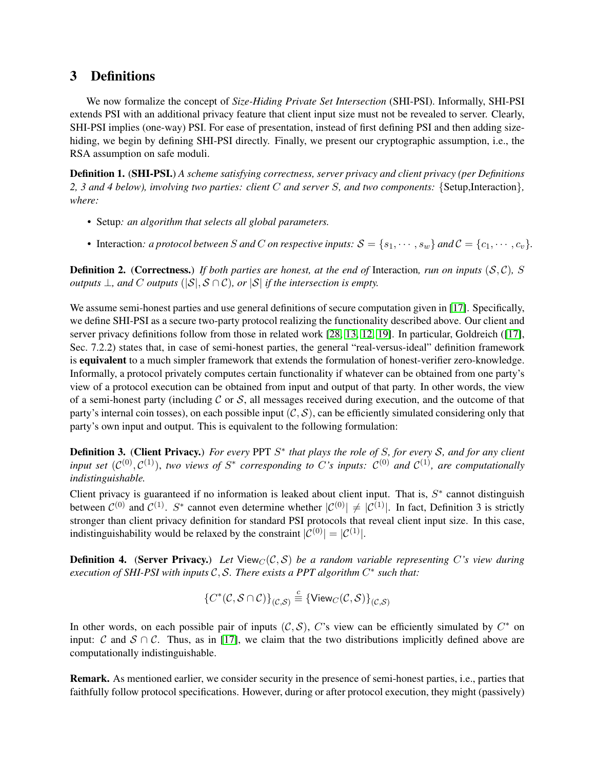## 3 Definitions

We now formalize the concept of *Size-Hiding Private Set Intersection* (SHI-PSI). Informally, SHI-PSI extends PSI with an additional privacy feature that client input size must not be revealed to server. Clearly, SHI-PSI implies (one-way) PSI. For ease of presentation, instead of first defining PSI and then adding size-hiding, we begin by defining SHI-PSI directly. Finally, we present our cryptographic assumption, i.e., the RSA assumption on safe moduli.

**Definition 1.** (**SHI-PSI.**) *A scheme satisfying correctness, server privacy and client privacy (per Definitions 2, 3 and 4 below), involving two parties: client $C$ and server $S$, and two components:* {Setup,Interaction}*, where:*

- Setup*: an algorithm that selects all global parameters.*
- Interaction*: a protocol between $S$ and $C$ on respective inputs: $\mathcal{S} = \{s_1, \cdots, s_w\}$ and $\mathcal{C} = \{c_1, \cdots, c_v\}$.*

**Definition 2.** (**Correctness.**) *If both parties are honest, at the end of* Interaction*, run on inputs $(\mathcal{S}, \mathcal{C})$, $S$ outputs $\perp$, and $C$ outputs $(|\mathcal{S}|, \mathcal{S} \cap \mathcal{C})$, or $|\mathcal{S}|$ if the intersection is empty.*

We assume semi-honest parties and use general definitions of secure computation given in [17]. Specifically, we define SHI-PSI as a secure two-party protocol realizing the functionality described above. Our client and server privacy definitions follow from those in related work [28, 13, 12, 19]. In particular, Goldreich ([17], Sec. 7.2.2) states that, in case of semi-honest parties, the general "real-versus-ideal" definition framework is **equivalent** to a much simpler framework that extends the formulation of honest-verifier zero-knowledge. Informally, a protocol privately computes certain functionality if whatever can be obtained from one party's view of a protocol execution can be obtained from input and output of that party. In other words, the view of a semi-honest party (including $\mathcal{C}$ or $\mathcal{S}$, all messages received during execution, and the outcome of that party's internal coin tosses), on each possible input $(\mathcal{C}, \mathcal{S})$, can be efficiently simulated considering only that party's own input and output. This is equivalent to the following formulation:

**Definition 3.** (**Client Privacy.**) *For every* PPT *$S^*$ that plays the role of $S$, for every $\mathcal{S}$, and for any client input set $(\mathcal{C}^{(0)}, \mathcal{C}^{(1)})$, two views of $S^*$ corresponding to $C$'s inputs: $\mathcal{C}^{(0)}$ and $\mathcal{C}^{(1)}$, are computationally indistinguishable.*

Client privacy is guaranteed if no information is leaked about client input. That is, $S^*$ cannot distinguish between $\mathcal{C}^{(0)}$ and $\mathcal{C}^{(1)}$. $S^*$ cannot even determine whether $|\mathcal{C}^{(0)}| \neq |\mathcal{C}^{(1)}|$. In fact, Definition 3 is strictly stronger than client privacy definition for standard PSI protocols that reveal client input size. In this case, indistinguishability would be relaxed by the constraint $|\mathcal{C}^{(0)}| = |\mathcal{C}^{(1)}|$.

**Definition 4.** (**Server Privacy.**) *Let $\mathsf{View}_C(\mathcal{C}, \mathcal{S})$ be a random variable representing $C$'s view during execution of SHI-PSI with inputs $\mathcal{C}, \mathcal{S}$. There exists a PPT algorithm $C^*$ such that:*

$$\{C^*(\mathcal{C}, \mathcal{S} \cap \mathcal{C})\}_{(\mathcal{C},\mathcal{S})} \stackrel{c}{\equiv} \{\mathsf{View}_C(\mathcal{C}, \mathcal{S})\}_{(\mathcal{C},\mathcal{S})}$$

In other words, on each possible pair of inputs $(\mathcal{C}, \mathcal{S})$, $C$'s view can be efficiently simulated by $C^*$ on input: $\mathcal{C}$ and $\mathcal{S} \cap \mathcal{C}$. Thus, as in [17], we claim that the two distributions implicitly defined above are computationally indistinguishable.

**Remark.** As mentioned earlier, we consider security in the presence of semi-honest parties, i.e., parties that faithfully follow protocol specifications. However, during or after protocol execution, they might (passively)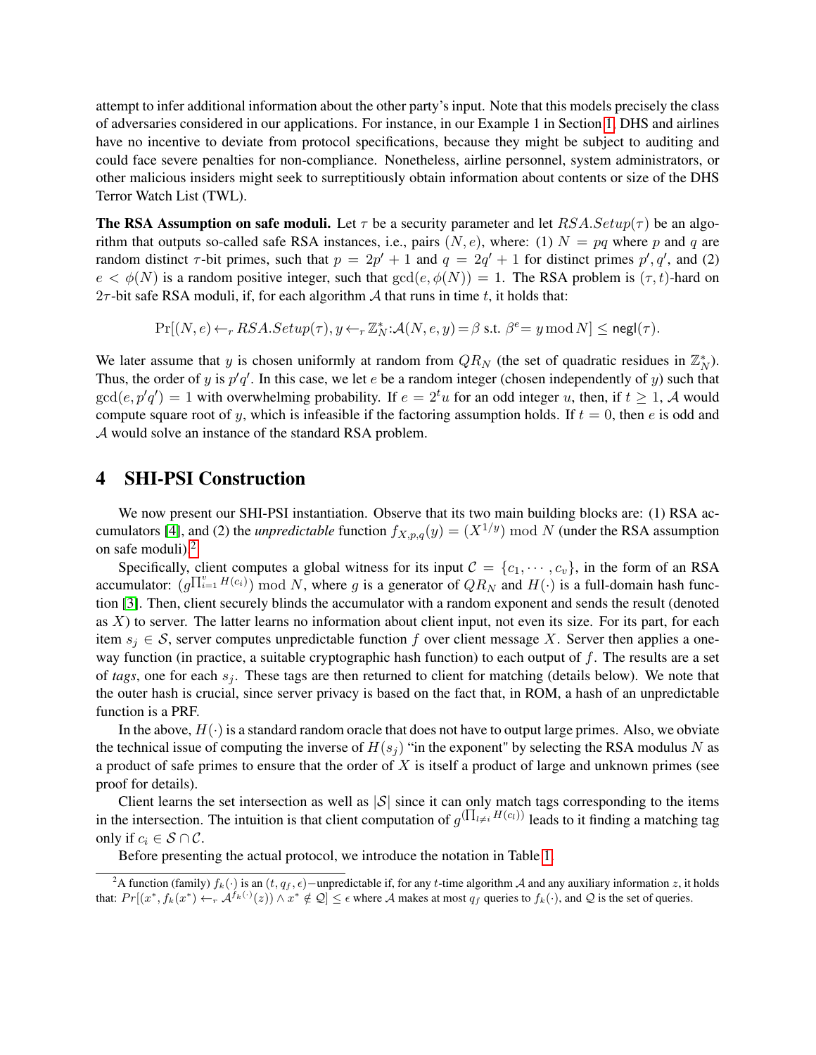attempt to infer additional information about the other party's input. Note that this models precisely the class of adversaries considered in our applications. For instance, in our Example 1 in Section 1, DHS and airlines have no incentive to deviate from protocol specifications, because they might be subject to auditing and could face severe penalties for non-compliance. Nonetheless, airline personnel, system administrators, or other malicious insiders might seek to surreptitiously obtain information about contents or size of the DHS Terror Watch List (TWL).

**The RSA Assumption on safe moduli.** Let $\tau$ be a security parameter and let $RSA.Setup(\tau)$ be an algorithm that outputs so-called safe RSA instances, i.e., pairs $(N, e)$, where: (1) $N = pq$ where $p$ and $q$ are random distinct $\tau$-bit primes, such that $p = 2p' + 1$ and $q = 2q' + 1$ for distinct primes $p', q'$, and (2) $e < \phi(N)$ is a random positive integer, such that $\gcd(e, \phi(N)) = 1$. The RSA problem is $(\tau, t)$-hard on $2\tau$-bit safe RSA moduli, if, for each algorithm $\mathcal{A}$ that runs in time $t$, it holds that:

$$\Pr[(N,e) \leftarrow_r RSA.Setup(\tau), y \leftarrow_r \mathbb{Z}_N^* : \mathcal{A}(N,e,y) = \beta \text{ s.t. } \beta^e = y \bmod N] \leq \mathsf{negl}(\tau).$$

We later assume that $y$ is chosen uniformly at random from $QR_N$ (the set of quadratic residues in $\mathbb{Z}_N^*$). Thus, the order of $y$ is $p'q'$. In this case, we let $e$ be a random integer (chosen independently of $y$) such that $\gcd(e, p'q') = 1$ with overwhelming probability. If $e = 2^t u$ for an odd integer $u$, then, if $t \geq 1$, $\mathcal{A}$ would compute square root of $y$, which is infeasible if the factoring assumption holds. If $t = 0$, then $e$ is odd and $\mathcal{A}$ would solve an instance of the standard RSA problem.

## 4 SHI-PSI Construction

We now present our SHI-PSI instantiation. Observe that its two main building blocks are: (1) RSA accumulators [4], and (2) the *unpredictable* function $f_{X,p,q}(y) = (X^{1/y}) \bmod N$ (under the RSA assumption on safe moduli).[2]

Specifically, client computes a global witness for its input $\mathcal{C} = \{c_1, \cdots, c_v\}$, in the form of an RSA accumulator: $(g^{\prod_{i=1}^{v} H(c_i)}) \bmod N$, where $g$ is a generator of $QR_N$ and $H(\cdot)$ is a full-domain hash function [3]. Then, client securely blinds the accumulator with a random exponent and sends the result (denoted as $X$) to server. The latter learns no information about client input, not even its size. For its part, for each item $s_j \in \mathcal{S}$, server computes unpredictable function $f$ over client message $X$. Server then applies a one-way function (in practice, a suitable cryptographic hash function) to each output of $f$. The results are a set of *tags*, one for each $s_j$. These tags are then returned to client for matching (details below). We note that the outer hash is crucial, since server privacy is based on the fact that, in ROM, a hash of an unpredictable function is a PRF.

In the above, $H(\cdot)$ is a standard random oracle that does not have to output large primes. Also, we obviate the technical issue of computing the inverse of $H(s_j)$ "in the exponent" by selecting the RSA modulus $N$ as a product of safe primes to ensure that the order of $X$ is itself a product of large and unknown primes (see proof for details).

Client learns the set intersection as well as $|\mathcal{S}|$ since it can only match tags corresponding to the items in the intersection. The intuition is that client computation of $g^{(\prod_{l \neq i} H(c_l))}$ leads to it finding a matching tag only if $c_i \in \mathcal{S} \cap \mathcal{C}$.

Before presenting the actual protocol, we introduce the notation in Table 1.

[2] A function (family) $f_k(\cdot)$ is an $(t, q_f, \epsilon)-$unpredictable if, for any $t$-time algorithm $\mathcal{A}$ and any auxiliary information $z$, it holds that: $Pr[(x^*, f_k(x^*) \leftarrow_r \mathcal{A}^{f_k(\cdot)}(z)) \wedge x^* \notin \mathcal{Q}] \leq \epsilon$ where $\mathcal{A}$ makes at most $q_f$ queries to $f_k(\cdot)$, and $\mathcal{Q}$ is the set of queries.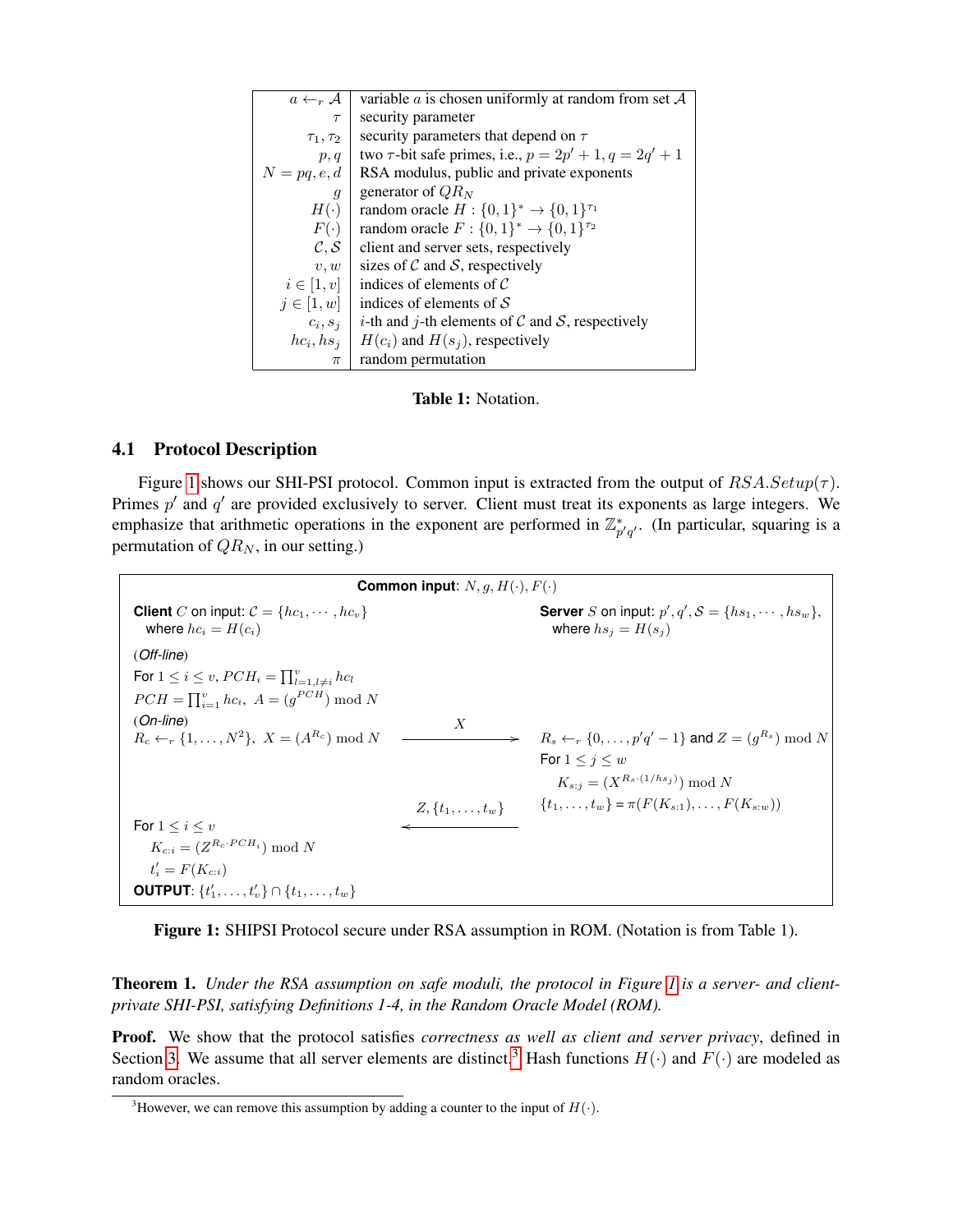| | |
|---|---|
| $a \leftarrow_r \mathcal{A}$ | variable $a$ is chosen uniformly at random from set $\mathcal{A}$ |
| $\tau$ | security parameter |
| $\tau_1, \tau_2$ | security parameters that depend on $\tau$ |
| $p, q$ | two $\tau$-bit safe primes, i.e., $p = 2p' + 1, q = 2q' + 1$ |
| $N = pq, e, d$ | RSA modulus, public and private exponents |
| $g$ | generator of $QR_N$ |
| $H(\cdot)$ | random oracle $H : \{0,1\}^* \to \{0,1\}^{\tau_1}$ |
| $F(\cdot)$ | random oracle $F : \{0,1\}^* \to \{0,1\}^{\tau_2}$ |
| $\mathcal{C}, \mathcal{S}$ | client and server sets, respectively |
| $v, w$ | sizes of $\mathcal{C}$ and $\mathcal{S}$, respectively |
| $i \in [1, v]$ | indices of elements of $\mathcal{C}$ |
| $j \in [1, w]$ | indices of elements of $\mathcal{S}$ |
| $c_i, s_j$ | $i$-th and $j$-th elements of $\mathcal{C}$ and $\mathcal{S}$, respectively |
| $hc_i, hs_j$ | $H(c_i)$ and $H(s_j)$, respectively |
| $\pi$ | random permutation |

**Table 1:** Notation.

## 4.1 Protocol Description

Figure 1 shows our SHI-PSI protocol. Common input is extracted from the output of $RSA.Setup(\tau)$. Primes $p'$ and $q'$ are provided exclusively to server. Client must treat its exponents as large integers. We emphasize that arithmetic operations in the exponent are performed in $\mathbb{Z}^*_{p'q'}$. (In particular, squaring is a permutation of $QR_N$, in our setting.)

**Common input**: $N, g, H(\cdot), F(\cdot)$

**Client** $C$ on input: $\mathcal{C} = \{hc_1, \cdots, hc_v\}$ where $hc_i = H(c_i)$

**Server** $S$ on input: $p', q', \mathcal{S} = \{hs_1, \cdots, hs_w\}$, where $hs_j = H(s_j)$

(*Off-line*)
For $1 \le i \le v$, $PCH_i = \prod_{l=1, l\neq i}^{v} hc_l$
$PCH = \prod_{i=1}^{v} hc_i$, $A = (g^{PCH}) \bmod N$

(*On-line*)
$R_c \leftarrow_r \{1, \ldots, N^2\}$, $X = (A^{R_c}) \bmod N$

$\xrightarrow{\quad X \quad}$

Server: $R_s \leftarrow_r \{0, \ldots, p'q' - 1\}$ and $Z = (g^{R_s}) \bmod N$
For $1 \le j \le w$
  $K_{s:j} = (X^{R_s \cdot (1/hs_j)}) \bmod N$
$\{t_1, \ldots, t_w\} = \pi(F(K_{s:1}), \ldots, F(K_{s:w}))$

$\xleftarrow{\quad Z, \{t_1, \ldots, t_w\} \quad}$

Client: For $1 \le i \le v$
  $K_{c:i} = (Z^{R_c \cdot PCH_i}) \bmod N$
  $t'_i = F(K_{c:i})$
**OUTPUT**: $\{t'_1, \ldots, t'_v\} \cap \{t_1, \ldots, t_w\}$

**Figure 1:** SHIPSI Protocol secure under RSA assumption in ROM. (Notation is from Table 1).

**Theorem 1.** *Under the RSA assumption on safe moduli, the protocol in Figure 1 is a server- and client-private SHI-PSI, satisfying Definitions 1-4, in the Random Oracle Model (ROM).*

**Proof.** We show that the protocol satisfies *correctness as well as client and server privacy*, defined in Section 3. We assume that all server elements are distinct.[3] Hash functions $H(\cdot)$ and $F(\cdot)$ are modeled as random oracles.

[3] However, we can remove this assumption by adding a counter to the input of $H(\cdot)$.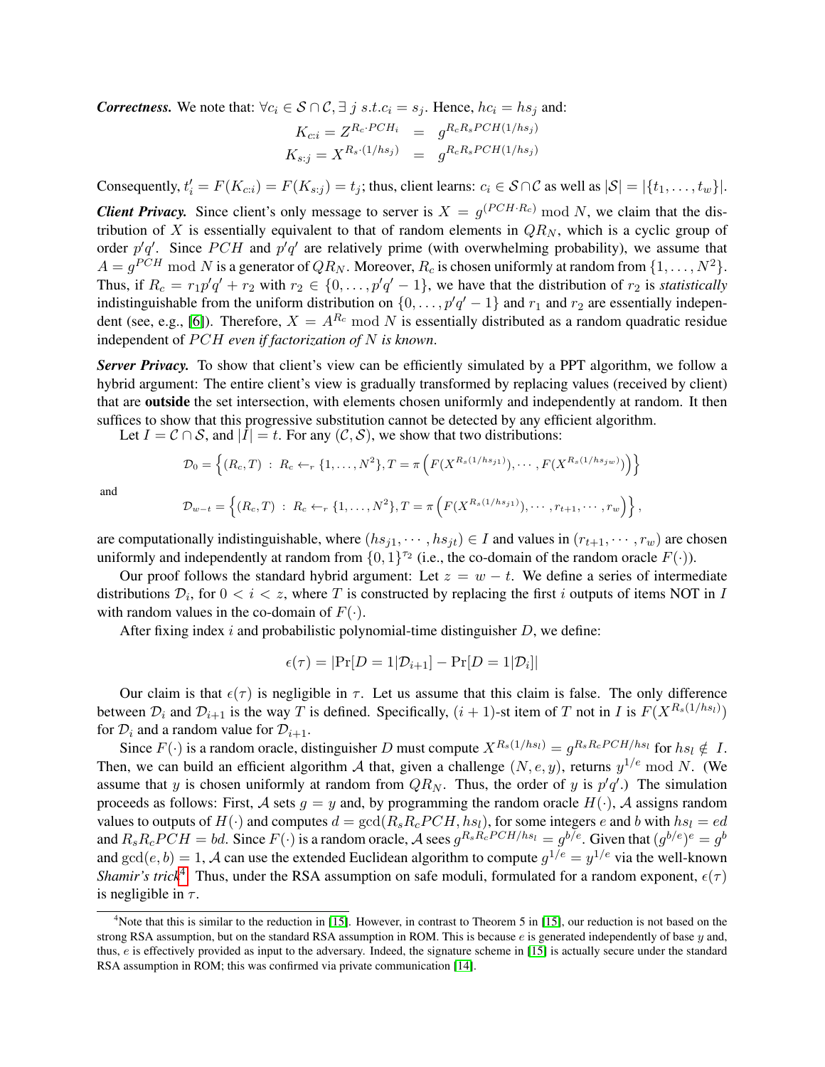***Correctness.*** We note that: $\forall c_i \in \mathcal{S} \cap \mathcal{C}, \exists\, j\ s.t. c_i = s_j$. Hence, $hc_i = hs_j$ and:

$$K_{c:i} = Z^{R_c \cdot PCH_i} = g^{R_c R_s PCH(1/hs_j)}$$
$$K_{s:j} = X^{R_s \cdot (1/hs_j)} = g^{R_c R_s PCH(1/hs_j)}$$

Consequently, $t'_i = F(K_{c:i}) = F(K_{s:j}) = t_j$; thus, client learns: $c_i \in \mathcal{S} \cap \mathcal{C}$ as well as $|\mathcal{S}| = |\{t_1, \ldots, t_w\}|$.

***Client Privacy.*** Since client's only message to server is $X = g^{(PCH \cdot R_c)} \bmod N$, we claim that the distribution of $X$ is essentially equivalent to that of random elements in $QR_N$, which is a cyclic group of order $p'q'$. Since $PCH$ and $p'q'$ are relatively prime (with overwhelming probability), we assume that $A = g^{PCH} \bmod N$ is a generator of $QR_N$. Moreover, $R_c$ is chosen uniformly at random from $\{1, \ldots, N^2\}$. Thus, if $R_c = r_1 p'q' + r_2$ with $r_2 \in \{0, \ldots, p'q' - 1\}$, we have that the distribution of $r_2$ is *statistically* indistinguishable from the uniform distribution on $\{0, \ldots, p'q' - 1\}$ and $r_1$ and $r_2$ are essentially independent (see, e.g., [6]). Therefore, $X = A^{R_c} \bmod N$ is essentially distributed as a random quadratic residue independent of $PCH$ *even if factorization of $N$ is known*.

***Server Privacy.*** To show that client's view can be efficiently simulated by a PPT algorithm, we follow a hybrid argument: The entire client's view is gradually transformed by replacing values (received by client) that are **outside** the set intersection, with elements chosen uniformly and independently at random. It then suffices to show that this progressive substitution cannot be detected by any efficient algorithm.

Let $I = \mathcal{C} \cap \mathcal{S}$, and $|I| = t$. For any $(\mathcal{C}, \mathcal{S})$, we show that two distributions:

$$\mathcal{D}_0 = \left\{ (R_c, T) \ : \ R_c \leftarrow_r \{1, \ldots, N^2\}, T = \pi\left( F(X^{R_s(1/hs_{j1})}), \cdots, F(X^{R_s(1/hs_{jw})}) \right) \right\}$$

and

$$\mathcal{D}_{w-t} = \left\{ (R_c, T) \ : \ R_c \leftarrow_r \{1, \ldots, N^2\}, T = \pi\left( F(X^{R_s(1/hs_{j1})}), \cdots, r_{t+1}, \cdots, r_w \right) \right\},$$

are computationally indistinguishable, where $(hs_{j1}, \cdots, hs_{jt}) \in I$ and values in $(r_{t+1}, \cdots, r_w)$ are chosen uniformly and independently at random from $\{0,1\}^{\tau_2}$ (i.e., the co-domain of the random oracle $F(\cdot)$).

Our proof follows the standard hybrid argument: Let $z = w - t$. We define a series of intermediate distributions $\mathcal{D}_i$, for $0 < i < z$, where $T$ is constructed by replacing the first $i$ outputs of items NOT in $I$ with random values in the co-domain of $F(\cdot)$.

After fixing index $i$ and probabilistic polynomial-time distinguisher $D$, we define:

$$\epsilon(\tau) = |\Pr[D = 1|\mathcal{D}_{i+1}] - \Pr[D = 1|\mathcal{D}_i]|$$

Our claim is that $\epsilon(\tau)$ is negligible in $\tau$. Let us assume that this claim is false. The only difference between $\mathcal{D}_i$ and $\mathcal{D}_{i+1}$ is the way $T$ is defined. Specifically, $(i+1)$-st item of $T$ not in $I$ is $F(X^{R_s(1/hs_l)})$ for $\mathcal{D}_i$ and a random value for $\mathcal{D}_{i+1}$.

Since $F(\cdot)$ is a random oracle, distinguisher $D$ must compute $X^{R_s(1/hs_l)} = g^{R_s R_c PCH/hs_l}$ for $hs_l \notin I$. Then, we can build an efficient algorithm $\mathcal{A}$ that, given a challenge $(N, e, y)$, returns $y^{1/e} \bmod N$. (We assume that $y$ is chosen uniformly at random from $QR_N$. Thus, the order of $y$ is $p'q'$.) The simulation proceeds as follows: First, $\mathcal{A}$ sets $g = y$ and, by programming the random oracle $H(\cdot)$, $\mathcal{A}$ assigns random values to outputs of $H(\cdot)$ and computes $d = \gcd(R_s R_c PCH, hs_l)$, for some integers $e$ and $b$ with $hs_l = ed$ and $R_s R_c PCH = bd$. Since $F(\cdot)$ is a random oracle, $\mathcal{A}$ sees $g^{R_s R_c PCH/hs_l} = g^{b/e}$. Given that $(g^{b/e})^e = g^b$ and $\gcd(e, b) = 1$, $\mathcal{A}$ can use the extended Euclidean algorithm to compute $g^{1/e} = y^{1/e}$ via the well-known *Shamir's trick*[4]. Thus, under the RSA assumption on safe moduli, formulated for a random exponent, $\epsilon(\tau)$ is negligible in $\tau$.

[4]Note that this is similar to the reduction in [15]. However, in contrast to Theorem 5 in [15], our reduction is not based on the strong RSA assumption, but on the standard RSA assumption in ROM. This is because $e$ is generated independently of base $y$ and, thus, $e$ is effectively provided as input to the adversary. Indeed, the signature scheme in [15] is actually secure under the standard RSA assumption in ROM; this was confirmed via private communication [14].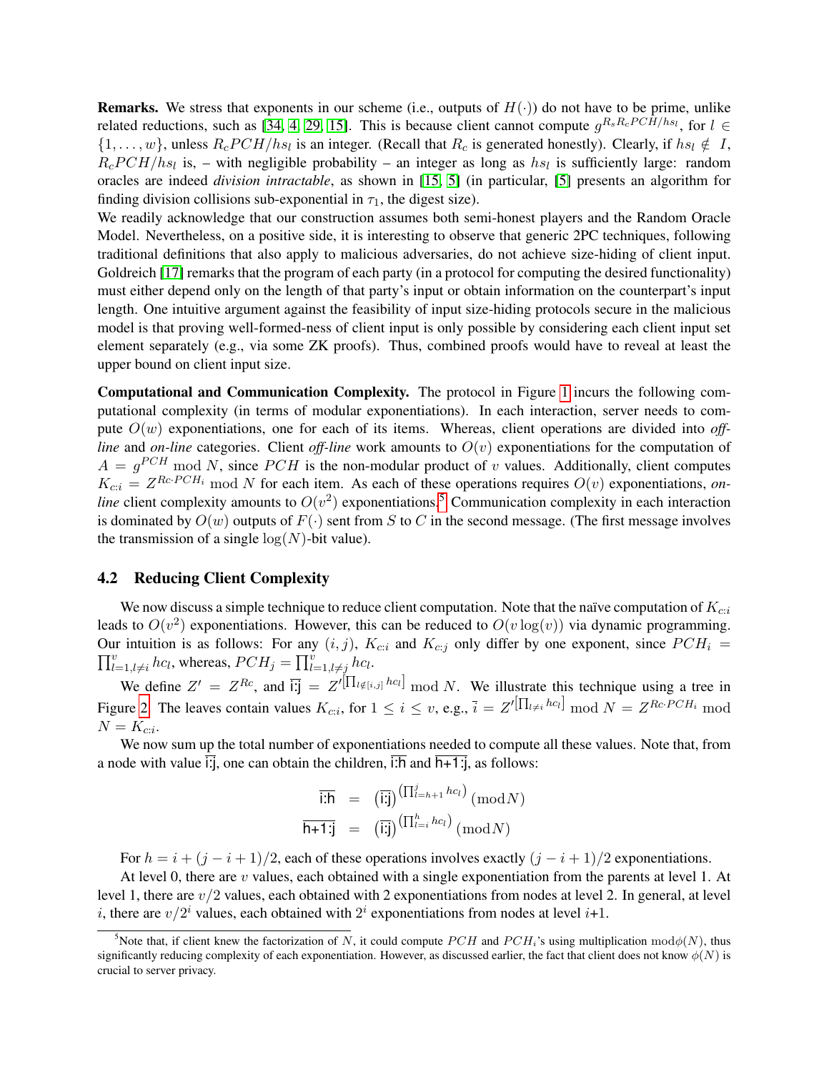**Remarks.** We stress that exponents in our scheme (i.e., outputs of $H(\cdot)$) do not have to be prime, unlike related reductions, such as [34, 4, 29, 15]. This is because client cannot compute $g^{R_s R_c PCH/hs_l}$, for $l \in \{1, \ldots, w\}$, unless $R_c PCH/hs_l$ is an integer. (Recall that $R_c$ is generated honestly). Clearly, if $hs_l \notin I$, $R_c PCH/hs_l$ is, – with negligible probability – an integer as long as $hs_l$ is sufficiently large: random oracles are indeed *division intractable*, as shown in [15, 5] (in particular, [5] presents an algorithm for finding division collisions sub-exponential in $\tau_1$, the digest size).

We readily acknowledge that our construction assumes both semi-honest players and the Random Oracle Model. Nevertheless, on a positive side, it is interesting to observe that generic 2PC techniques, following traditional definitions that also apply to malicious adversaries, do not achieve size-hiding of client input. Goldreich [17] remarks that the program of each party (in a protocol for computing the desired functionality) must either depend only on the length of that party's input or obtain information on the counterpart's input length. One intuitive argument against the feasibility of input size-hiding protocols secure in the malicious model is that proving well-formed-ness of client input is only possible by considering each client input set element separately (e.g., via some ZK proofs). Thus, combined proofs would have to reveal at least the upper bound on client input size.

**Computational and Communication Complexity.** The protocol in Figure 1 incurs the following computational complexity (in terms of modular exponentiations). In each interaction, server needs to compute $O(w)$ exponentiations, one for each of its items. Whereas, client operations are divided into *off-line* and *on-line* categories. Client *off-line* work amounts to $O(v)$ exponentiations for the computation of $A = g^{PCH} \bmod N$, since $PCH$ is the non-modular product of $v$ values. Additionally, client computes $K_{c:i} = Z^{Rc \cdot PCH_i} \bmod N$ for each item. As each of these operations requires $O(v)$ exponentiations, *on-line* client complexity amounts to $O(v^2)$ exponentiations.[5] Communication complexity in each interaction is dominated by $O(w)$ outputs of $F(\cdot)$ sent from $S$ to $C$ in the second message. (The first message involves the transmission of a single $\log(N)$-bit value).

## 4.2 Reducing Client Complexity

We now discuss a simple technique to reduce client computation. Note that the naïve computation of $K_{c:i}$ leads to $O(v^2)$ exponentiations. However, this can be reduced to $O(v \log(v))$ via dynamic programming. Our intuition is as follows: For any $(i, j)$, $K_{c:i}$ and $K_{c:j}$ only differ by one exponent, since $PCH_i = \prod_{l=1, l\neq i}^{v} hc_l$, whereas, $PCH_j = \prod_{l=1, l\neq j}^{v} hc_l$.

We define $Z' = Z^{Rc}$, and $\overline{\mathsf{i{:}j}} = Z'^{\left[\prod_{l \notin [i,j]} hc_l\right]} \bmod N$. We illustrate this technique using a tree in Figure 2. The leaves contain values $K_{c:i}$, for $1 \le i \le v$, e.g., $\bar{i} = Z'^{\left[\prod_{l \neq i} hc_l\right]} \bmod N = Z^{Rc \cdot PCH_i} \bmod N = K_{c:i}$.

We now sum up the total number of exponentiations needed to compute all these values. Note that, from a node with value $\overline{\mathsf{i{:}j}}$, one can obtain the children, $\overline{\mathsf{i{:}h}}$ and $\overline{\mathsf{h{+}1{:}j}}$, as follows:

$$
\begin{aligned}
\overline{\mathsf{i{:}h}} &= \left(\overline{\mathsf{i{:}j}}\right)^{\left(\prod_{l=h+1}^{j} hc_l\right)} (\bmod N) \\
\overline{\mathsf{h{+}1{:}j}} &= \left(\overline{\mathsf{i{:}j}}\right)^{\left(\prod_{l=i}^{h} hc_l\right)} (\bmod N)
\end{aligned}
$$

For $h = i + (j - i + 1)/2$, each of these operations involves exactly $(j - i + 1)/2$ exponentiations.

At level 0, there are $v$ values, each obtained with a single exponentiation from the parents at level 1. At level 1, there are $v/2$ values, each obtained with 2 exponentiations from nodes at level 2. In general, at level $i$, there are $v/2^i$ values, each obtained with $2^i$ exponentiations from nodes at level $i$+1.

---

[5] Note that, if client knew the factorization of $N$, it could compute $PCH$ and $PCH_i$'s using multiplication $\bmod \phi(N)$, thus significantly reducing complexity of each exponentiation. However, as discussed earlier, the fact that client does not know $\phi(N)$ is crucial to server privacy.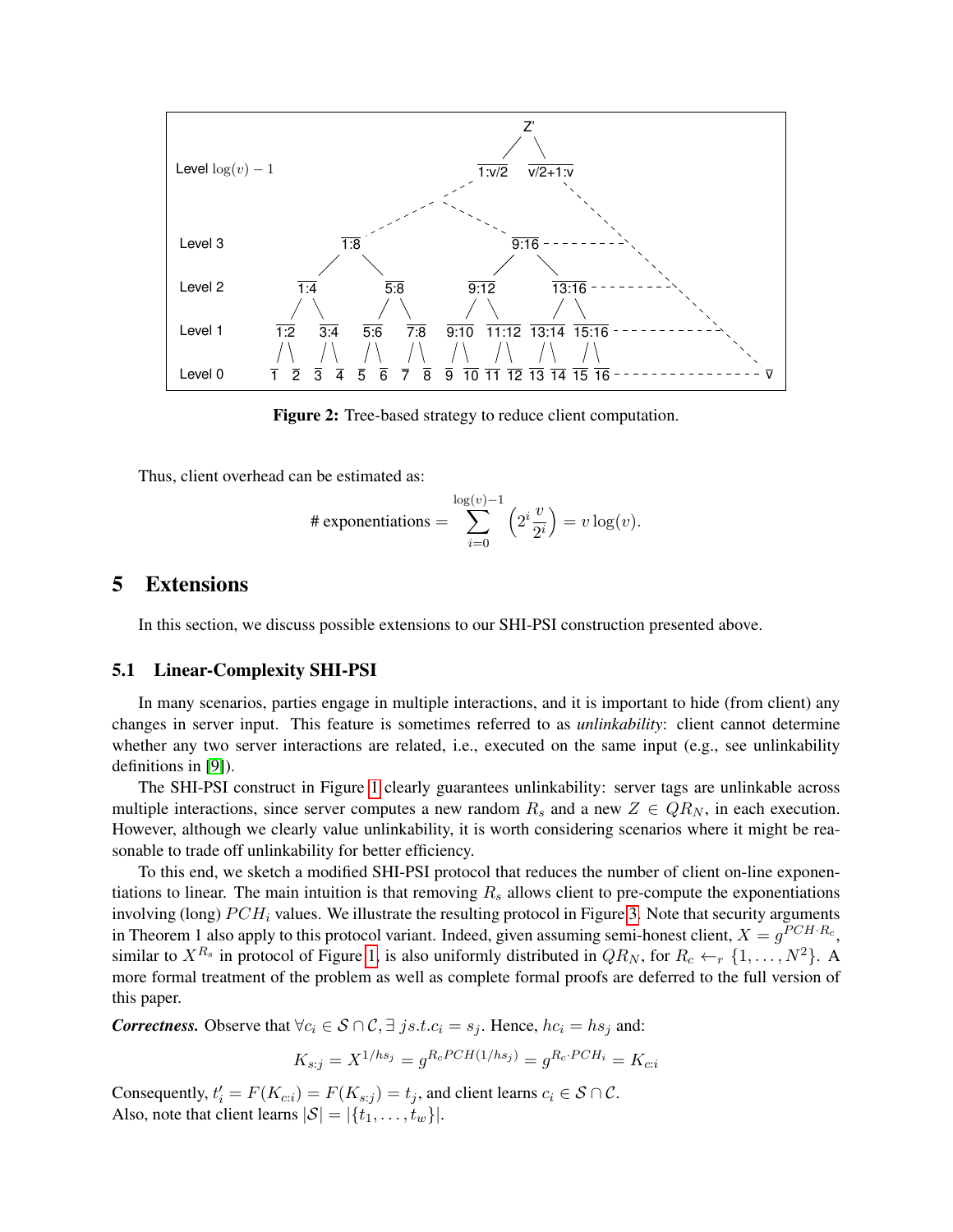Figure 2: Tree-based strategy to reduce client computation.

Thus, client overhead can be estimated as:

$$\#\text{ exponentiations} = \sum_{i=0}^{\log(v)-1} \left(2^i \frac{v}{2^i}\right) = v \log(v).$$

# 5 Extensions

In this section, we discuss possible extensions to our SHI-PSI construction presented above.

## 5.1 Linear-Complexity SHI-PSI

In many scenarios, parties engage in multiple interactions, and it is important to hide (from client) any changes in server input. This feature is sometimes referred to as *unlinkability*: client cannot determine whether any two server interactions are related, i.e., executed on the same input (e.g., see unlinkability definitions in [9]).

The SHI-PSI construct in Figure 1 clearly guarantees unlinkability: server tags are unlinkable across multiple interactions, since server computes a new random $R_s$ and a new $Z \in QR_N$, in each execution. However, although we clearly value unlinkability, it is worth considering scenarios where it might be reasonable to trade off unlinkability for better efficiency.

To this end, we sketch a modified SHI-PSI protocol that reduces the number of client on-line exponentiations to linear. The main intuition is that removing $R_s$ allows client to pre-compute the exponentiations involving (long) $PCH_i$ values. We illustrate the resulting protocol in Figure 3. Note that security arguments in Theorem 1 also apply to this protocol variant. Indeed, given assuming semi-honest client, $X = g^{PCH \cdot R_c}$, similar to $X^{R_s}$ in protocol of Figure 1, is also uniformly distributed in $QR_N$, for $R_c \leftarrow_r \{1, \ldots, N^2\}$. A more formal treatment of the problem as well as complete formal proofs are deferred to the full version of this paper.

***Correctness.*** Observe that $\forall c_i \in \mathcal{S} \cap \mathcal{C}, \exists\, j s.t. c_i = s_j$. Hence, $hc_i = hs_j$ and:

$$K_{s:j} = X^{1/hs_j} = g^{R_c PCH (1/hs_j)} = g^{R_c \cdot PCH_i} = K_{c:i}$$

Consequently, $t'_i = F(K_{c:i}) = F(K_{s:j}) = t_j$, and client learns $c_i \in \mathcal{S} \cap \mathcal{C}$.
Also, note that client learns $|\mathcal{S}| = |\{t_1, \ldots, t_w\}|$.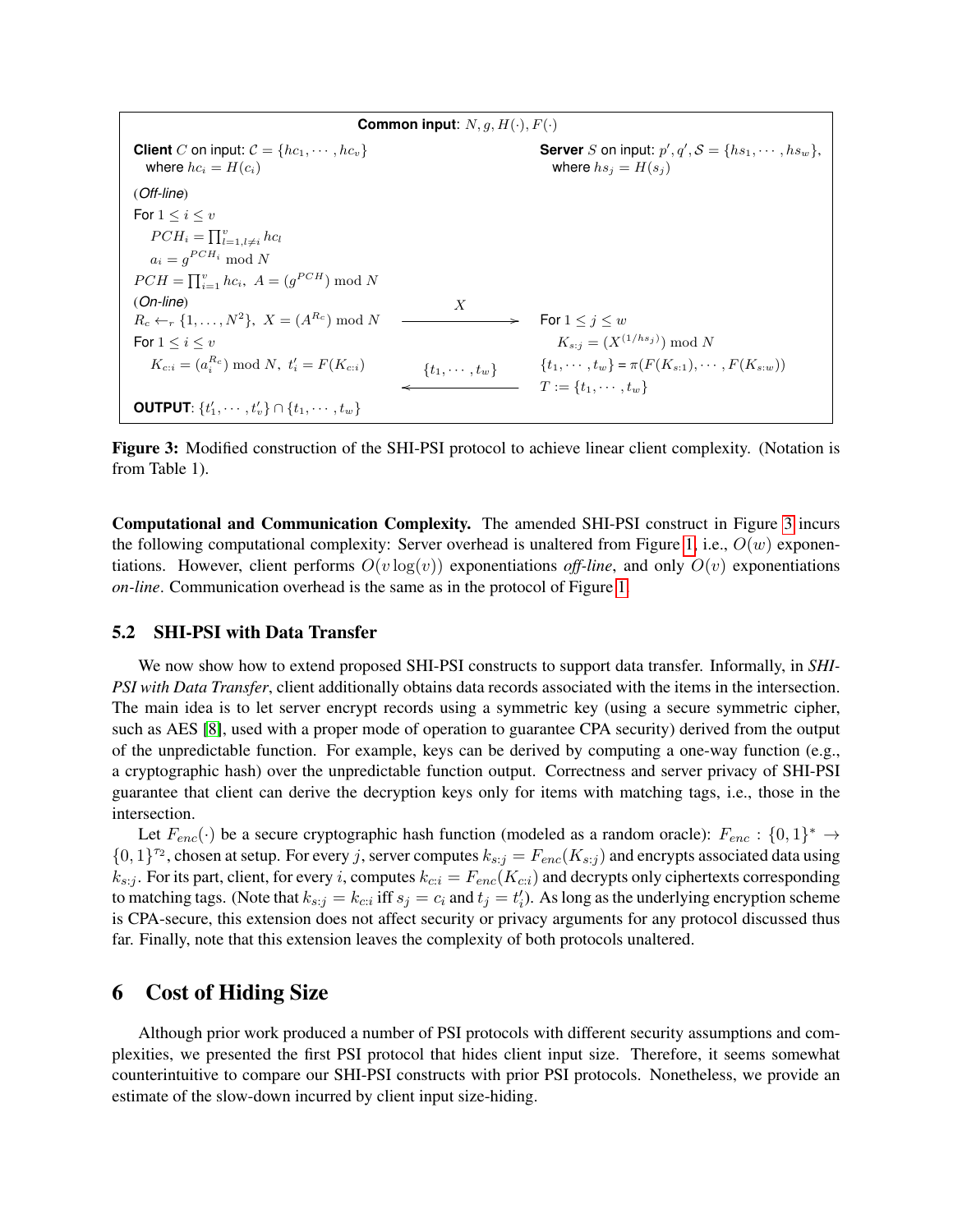**Common input**: $N, g, H(\cdot), F(\cdot)$

**Client** $C$ on input: $\mathcal{C} = \{hc_1, \cdots, hc_v\}$ where $hc_i = H(c_i)$

**Server** $S$ on input: $p', q', \mathcal{S} = \{hs_1, \cdots, hs_w\}$, where $hs_j = H(s_j)$

(*Off-line*)

For $1 \leq i \leq v$

$PCH_i = \prod_{l=1, l \neq i}^{v} hc_l$

$a_i = g^{PCH_i} \bmod N$

$PCH = \prod_{i=1}^{v} hc_i, \ A = (g^{PCH}) \bmod N$

(*On-line*)

$R_c \leftarrow_r \{1, \ldots, N^2\}, \ X = (A^{R_c}) \bmod N$ $\xrightarrow{\quad X \quad}$ For $1 \leq j \leq w$

$K_{s:j} = (X^{(1/hs_j)}) \bmod N$

For $1 \leq i \leq v$

$K_{c:i} = (a_i^{R_c}) \bmod N, \ t'_i = F(K_{c:i})$ $\xleftarrow{\quad \{t_1, \cdots, t_w\} \quad}$ $\{t_1, \cdots, t_w\} = \pi(F(K_{s:1}), \cdots, F(K_{s:w}))$

$T := \{t_1, \cdots, t_w\}$

**OUTPUT**: $\{t'_1, \cdots, t'_v\} \cap \{t_1, \cdots, t_w\}$

**Figure 3:** Modified construction of the SHI-PSI protocol to achieve linear client complexity. (Notation is from Table 1).

**Computational and Communication Complexity.** The amended SHI-PSI construct in Figure 3 incurs the following computational complexity: Server overhead is unaltered from Figure 1, i.e., $O(w)$ exponentiations. However, client performs $O(v \log(v))$ exponentiations *off-line*, and only $O(v)$ exponentiations *on-line*. Communication overhead is the same as in the protocol of Figure 1.

### 5.2 SHI-PSI with Data Transfer

We now show how to extend proposed SHI-PSI constructs to support data transfer. Informally, in *SHI-PSI with Data Transfer*, client additionally obtains data records associated with the items in the intersection. The main idea is to let server encrypt records using a symmetric key (using a secure symmetric cipher, such as AES [8], used with a proper mode of operation to guarantee CPA security) derived from the output of the unpredictable function. For example, keys can be derived by computing a one-way function (e.g., a cryptographic hash) over the unpredictable function output. Correctness and server privacy of SHI-PSI guarantee that client can derive the decryption keys only for items with matching tags, i.e., those in the intersection.

Let $F_{enc}(\cdot)$ be a secure cryptographic hash function (modeled as a random oracle): $F_{enc} : \{0,1\}^* \rightarrow \{0,1\}^{\tau_2}$, chosen at setup. For every $j$, server computes $k_{s:j} = F_{enc}(K_{s:j})$ and encrypts associated data using $k_{s:j}$. For its part, client, for every $i$, computes $k_{c:i} = F_{enc}(K_{c:i})$ and decrypts only ciphertexts corresponding to matching tags. (Note that $k_{s:j} = k_{c:i}$ iff $s_j = c_i$ and $t_j = t'_i$). As long as the underlying encryption scheme is CPA-secure, this extension does not affect security or privacy arguments for any protocol discussed thus far. Finally, note that this extension leaves the complexity of both protocols unaltered.

## 6 Cost of Hiding Size

Although prior work produced a number of PSI protocols with different security assumptions and complexities, we presented the first PSI protocol that hides client input size. Therefore, it seems somewhat counterintuitive to compare our SHI-PSI constructs with prior PSI protocols. Nonetheless, we provide an estimate of the slow-down incurred by client input size-hiding.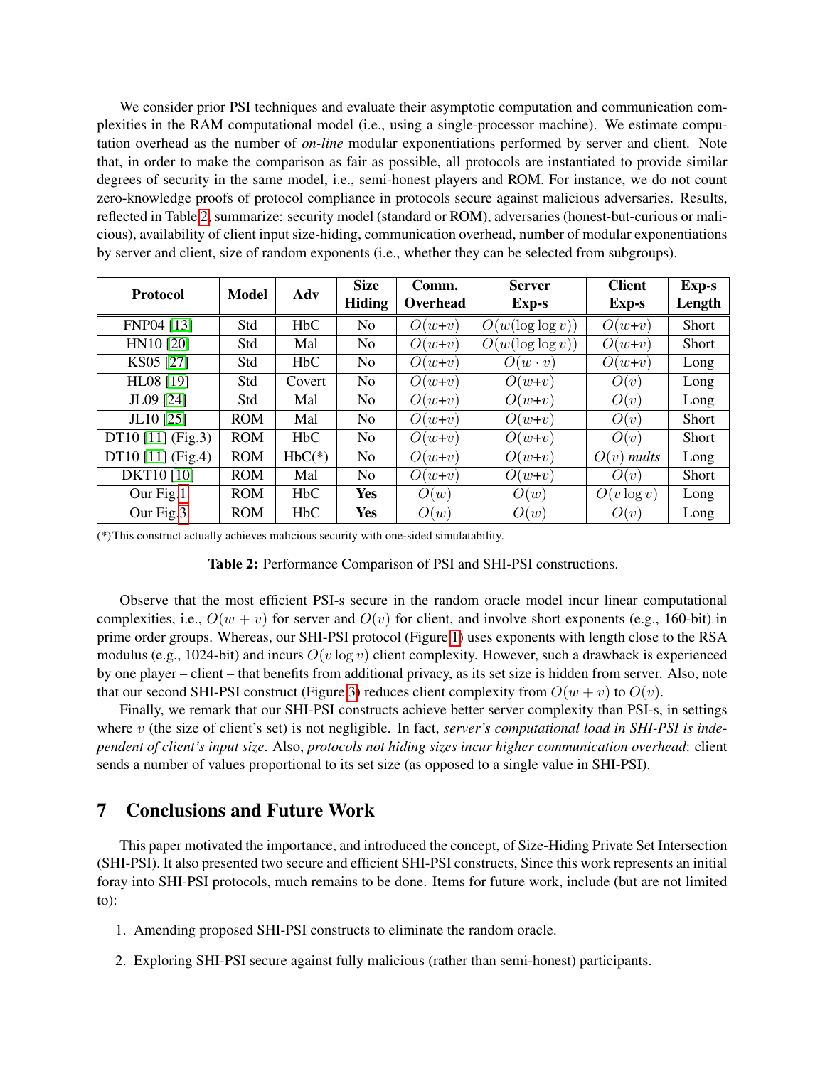We consider prior PSI techniques and evaluate their asymptotic computation and communication complexities in the RAM computational model (i.e., using a single-processor machine). We estimate computation overhead as the number of *on-line* modular exponentiations performed by server and client. Note that, in order to make the comparison as fair as possible, all protocols are instantiated to provide similar degrees of security in the same model, i.e., semi-honest players and ROM. For instance, we do not count zero-knowledge proofs of protocol compliance in protocols secure against malicious adversaries. Results, reflected in Table 2, summarize: security model (standard or ROM), adversaries (honest-but-curious or malicious), availability of client input size-hiding, communication overhead, number of modular exponentiations by server and client, size of random exponents (i.e., whether they can be selected from subgroups).

| Protocol | Model | Adv | Size Hiding | Comm. Overhead | Server Exp-s | Client Exp-s | Exp-s Length |
|---|---|---|---|---|---|---|---|
| FNP04 [13] | Std | HbC | No | $O(w{+}v)$ | $O(w(\log\log v))$ | $O(w{+}v)$ | Short |
| HN10 [20] | Std | Mal | No | $O(w{+}v)$ | $O(w(\log\log v))$ | $O(w{+}v)$ | Short |
| KS05 [27] | Std | HbC | No | $O(w{+}v)$ | $O(w \cdot v)$ | $O(w{+}v)$ | Long |
| HL08 [19] | Std | Covert | No | $O(w{+}v)$ | $O(w{+}v)$ | $O(v)$ | Long |
| JL09 [24] | Std | Mal | No | $O(w{+}v)$ | $O(w{+}v)$ | $O(v)$ | Long |
| JL10 [25] | ROM | Mal | No | $O(w{+}v)$ | $O(w{+}v)$ | $O(v)$ | Short |
| DT10 [11] (Fig.3) | ROM | HbC | No | $O(w{+}v)$ | $O(w{+}v)$ | $O(v)$ | Short |
| DT10 [11] (Fig.4) | ROM | HbC(*) | No | $O(w{+}v)$ | $O(w{+}v)$ | $O(v)$ *mults* | Long |
| DKT10 [10] | ROM | Mal | No | $O(w{+}v)$ | $O(w{+}v)$ | $O(v)$ | Short |
| Our Fig.1 | ROM | HbC | **Yes** | $O(w)$ | $O(w)$ | $O(v\log v)$ | Long |
| Our Fig.3 | ROM | HbC | **Yes** | $O(w)$ | $O(w)$ | $O(v)$ | Long |

(*)This construct actually achieves malicious security with one-sided simulatability.

**Table 2:** Performance Comparison of PSI and SHI-PSI constructions.

Observe that the most efficient PSI-s secure in the random oracle model incur linear computational complexities, i.e., $O(w + v)$ for server and $O(v)$ for client, and involve short exponents (e.g., 160-bit) in prime order groups. Whereas, our SHI-PSI protocol (Figure 1) uses exponents with length close to the RSA modulus (e.g., 1024-bit) and incurs $O(v \log v)$ client complexity. However, such a drawback is experienced by one player – client – that benefits from additional privacy, as its set size is hidden from server. Also, note that our second SHI-PSI construct (Figure 3) reduces client complexity from $O(w + v)$ to $O(v)$.

Finally, we remark that our SHI-PSI constructs achieve better server complexity than PSI-s, in settings where $v$ (the size of client's set) is not negligible. In fact, *server's computational load in SHI-PSI is independent of client's input size*. Also, *protocols not hiding sizes incur higher communication overhead*: client sends a number of values proportional to its set size (as opposed to a single value in SHI-PSI).

## 7 Conclusions and Future Work

This paper motivated the importance, and introduced the concept, of Size-Hiding Private Set Intersection (SHI-PSI). It also presented two secure and efficient SHI-PSI constructs, Since this work represents an initial foray into SHI-PSI protocols, much remains to be done. Items for future work, include (but are not limited to):

1. Amending proposed SHI-PSI constructs to eliminate the random oracle.
2. Exploring SHI-PSI secure against fully malicious (rather than semi-honest) participants.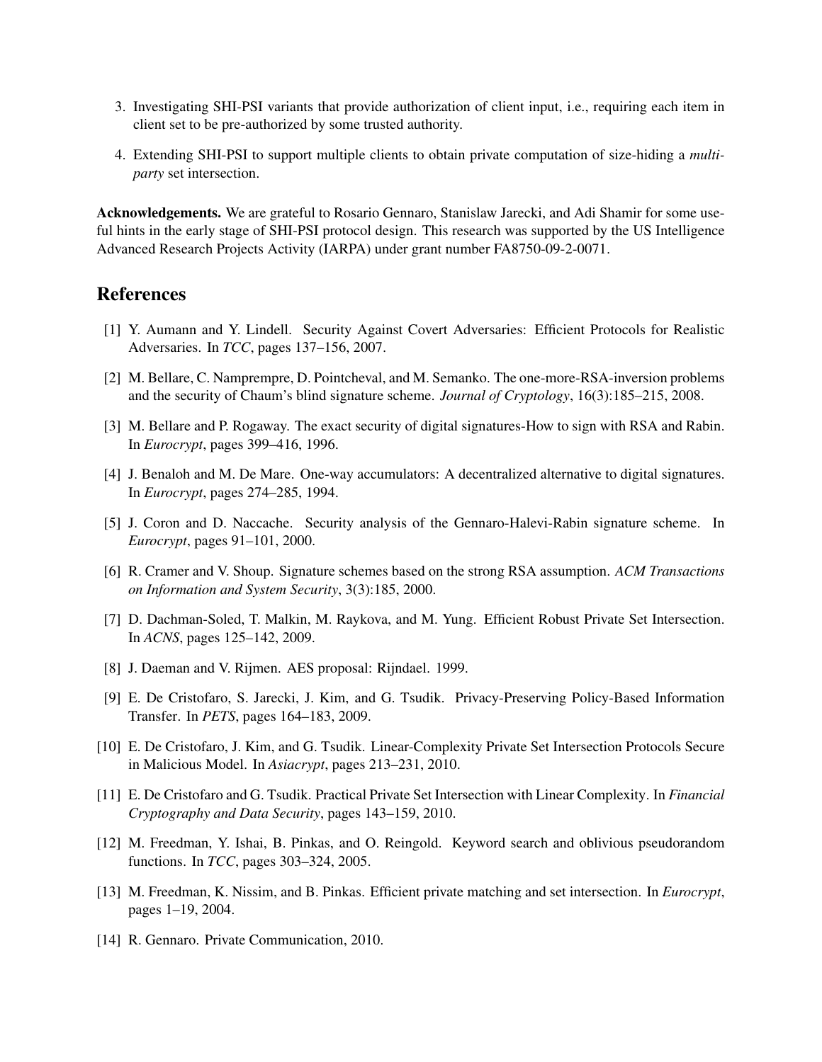3. Investigating SHI-PSI variants that provide authorization of client input, i.e., requiring each item in client set to be pre-authorized by some trusted authority.
4. Extending SHI-PSI to support multiple clients to obtain private computation of size-hiding a *multi-party* set intersection.

**Acknowledgements.** We are grateful to Rosario Gennaro, Stanislaw Jarecki, and Adi Shamir for some useful hints in the early stage of SHI-PSI protocol design. This research was supported by the US Intelligence Advanced Research Projects Activity (IARPA) under grant number FA8750-09-2-0071.

## References

[1] Y. Aumann and Y. Lindell. Security Against Covert Adversaries: Efficient Protocols for Realistic Adversaries. In *TCC*, pages 137–156, 2007.

[2] M. Bellare, C. Namprempre, D. Pointcheval, and M. Semanko. The one-more-RSA-inversion problems and the security of Chaum's blind signature scheme. *Journal of Cryptology*, 16(3):185–215, 2008.

[3] M. Bellare and P. Rogaway. The exact security of digital signatures-How to sign with RSA and Rabin. In *Eurocrypt*, pages 399–416, 1996.

[4] J. Benaloh and M. De Mare. One-way accumulators: A decentralized alternative to digital signatures. In *Eurocrypt*, pages 274–285, 1994.

[5] J. Coron and D. Naccache. Security analysis of the Gennaro-Halevi-Rabin signature scheme. In *Eurocrypt*, pages 91–101, 2000.

[6] R. Cramer and V. Shoup. Signature schemes based on the strong RSA assumption. *ACM Transactions on Information and System Security*, 3(3):185, 2000.

[7] D. Dachman-Soled, T. Malkin, M. Raykova, and M. Yung. Efficient Robust Private Set Intersection. In *ACNS*, pages 125–142, 2009.

[8] J. Daeman and V. Rijmen. AES proposal: Rijndael. 1999.

[9] E. De Cristofaro, S. Jarecki, J. Kim, and G. Tsudik. Privacy-Preserving Policy-Based Information Transfer. In *PETS*, pages 164–183, 2009.

[10] E. De Cristofaro, J. Kim, and G. Tsudik. Linear-Complexity Private Set Intersection Protocols Secure in Malicious Model. In *Asiacrypt*, pages 213–231, 2010.

[11] E. De Cristofaro and G. Tsudik. Practical Private Set Intersection with Linear Complexity. In *Financial Cryptography and Data Security*, pages 143–159, 2010.

[12] M. Freedman, Y. Ishai, B. Pinkas, and O. Reingold. Keyword search and oblivious pseudorandom functions. In *TCC*, pages 303–324, 2005.

[13] M. Freedman, K. Nissim, and B. Pinkas. Efficient private matching and set intersection. In *Eurocrypt*, pages 1–19, 2004.

[14] R. Gennaro. Private Communication, 2010.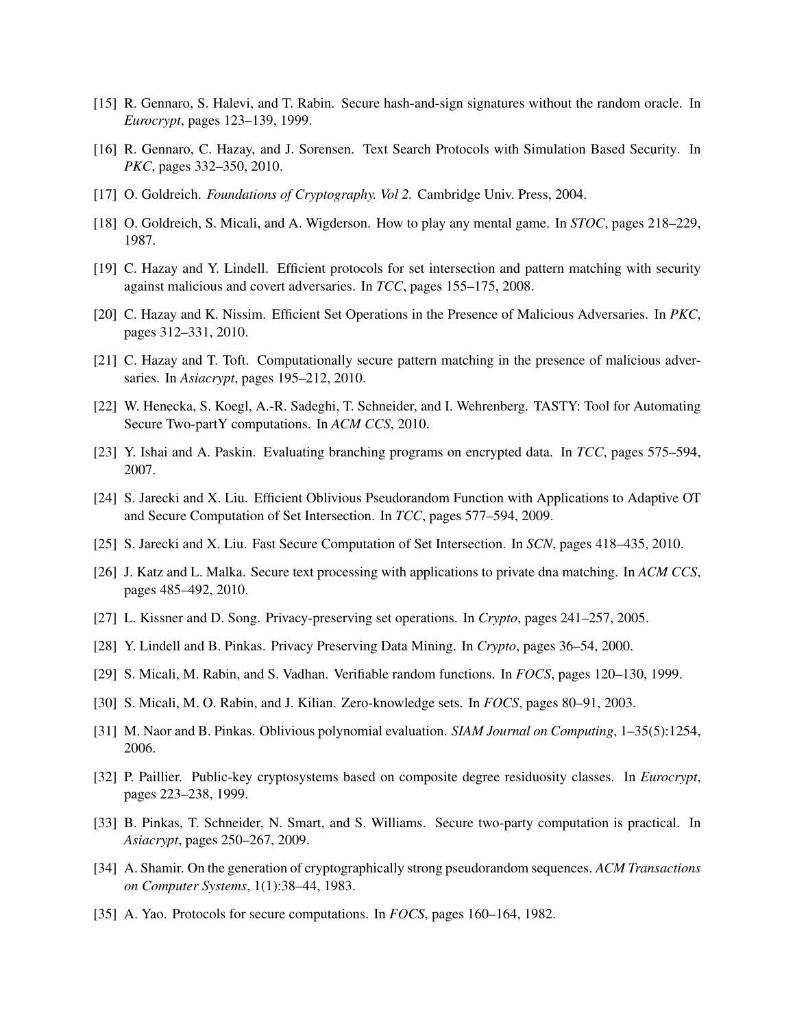[15] R. Gennaro, S. Halevi, and T. Rabin. Secure hash-and-sign signatures without the random oracle. In *Eurocrypt*, pages 123–139, 1999.

[16] R. Gennaro, C. Hazay, and J. Sorensen. Text Search Protocols with Simulation Based Security. In *PKC*, pages 332–350, 2010.

[17] O. Goldreich. *Foundations of Cryptography. Vol 2*. Cambridge Univ. Press, 2004.

[18] O. Goldreich, S. Micali, and A. Wigderson. How to play any mental game. In *STOC*, pages 218–229, 1987.

[19] C. Hazay and Y. Lindell. Efficient protocols for set intersection and pattern matching with security against malicious and covert adversaries. In *TCC*, pages 155–175, 2008.

[20] C. Hazay and K. Nissim. Efficient Set Operations in the Presence of Malicious Adversaries. In *PKC*, pages 312–331, 2010.

[21] C. Hazay and T. Toft. Computationally secure pattern matching in the presence of malicious adversaries. In *Asiacrypt*, pages 195–212, 2010.

[22] W. Henecka, S. Koegl, A.-R. Sadeghi, T. Schneider, and I. Wehrenberg. TASTY: Tool for Automating Secure Two-partY computations. In *ACM CCS*, 2010.

[23] Y. Ishai and A. Paskin. Evaluating branching programs on encrypted data. In *TCC*, pages 575–594, 2007.

[24] S. Jarecki and X. Liu. Efficient Oblivious Pseudorandom Function with Applications to Adaptive OT and Secure Computation of Set Intersection. In *TCC*, pages 577–594, 2009.

[25] S. Jarecki and X. Liu. Fast Secure Computation of Set Intersection. In *SCN*, pages 418–435, 2010.

[26] J. Katz and L. Malka. Secure text processing with applications to private dna matching. In *ACM CCS*, pages 485–492, 2010.

[27] L. Kissner and D. Song. Privacy-preserving set operations. In *Crypto*, pages 241–257, 2005.

[28] Y. Lindell and B. Pinkas. Privacy Preserving Data Mining. In *Crypto*, pages 36–54, 2000.

[29] S. Micali, M. Rabin, and S. Vadhan. Verifiable random functions. In *FOCS*, pages 120–130, 1999.

[30] S. Micali, M. O. Rabin, and J. Kilian. Zero-knowledge sets. In *FOCS*, pages 80–91, 2003.

[31] M. Naor and B. Pinkas. Oblivious polynomial evaluation. *SIAM Journal on Computing*, 1–35(5):1254, 2006.

[32] P. Paillier. Public-key cryptosystems based on composite degree residuosity classes. In *Eurocrypt*, pages 223–238, 1999.

[33] B. Pinkas, T. Schneider, N. Smart, and S. Williams. Secure two-party computation is practical. In *Asiacrypt*, pages 250–267, 2009.

[34] A. Shamir. On the generation of cryptographically strong pseudorandom sequences. *ACM Transactions on Computer Systems*, 1(1):38–44, 1983.

[35] A. Yao. Protocols for secure computations. In *FOCS*, pages 160–164, 1982.